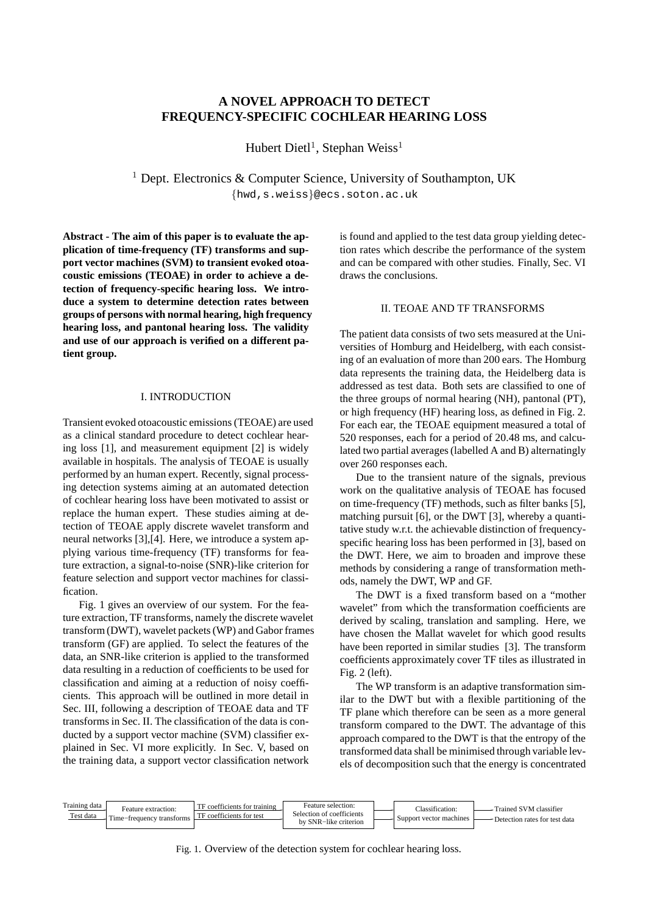# A NOVEL APPROACH TO DETECT FREQUENCY-SPECIFIC COCHLEAR HEARING LOSS

Hubert Dietl[1], Stephan Weiss[1]

[1] Dept. Electronics & Computer Science, University of Southampton, UK
{hwd,s.weiss}@ecs.soton.ac.uk

**Abstract - The aim of this paper is to evaluate the application of time-frequency (TF) transforms and support vector machines (SVM) to transient evoked otoacoustic emissions (TEOAE) in order to achieve a detection of frequency-specific hearing loss. We introduce a system to determine detection rates between groups of persons with normal hearing, high frequency hearing loss, and pantonal hearing loss. The validity and use of our approach is verified on a different patient group.**

## I. INTRODUCTION

Transient evoked otoacoustic emissions (TEOAE) are used as a clinical standard procedure to detect cochlear hearing loss [1], and measurement equipment [2] is widely available in hospitals. The analysis of TEOAE is usually performed by an human expert. Recently, signal processing detection systems aiming at an automated detection of cochlear hearing loss have been motivated to assist or replace the human expert. These studies aiming at detection of TEOAE apply discrete wavelet transform and neural networks [3],[4]. Here, we introduce a system applying various time-frequency (TF) transforms for feature extraction, a signal-to-noise (SNR)-like criterion for feature selection and support vector machines for classification.

Fig. 1 gives an overview of our system. For the feature extraction, TF transforms, namely the discrete wavelet transform (DWT), wavelet packets (WP) and Gabor frames transform (GF) are applied. To select the features of the data, an SNR-like criterion is applied to the transformed data resulting in a reduction of coefficients to be used for classification and aiming at a reduction of noisy coefficients. This approach will be outlined in more detail in Sec. III, following a description of TEOAE data and TF transforms in Sec. II. The classification of the data is conducted by a support vector machine (SVM) classifier explained in Sec. VI more explicitly. In Sec. V, based on the training data, a support vector classification network is found and applied to the test data group yielding detection rates which describe the performance of the system and can be compared with other studies. Finally, Sec. VI draws the conclusions.

## II. TEOAE AND TF TRANSFORMS

The patient data consists of two sets measured at the Universities of Homburg and Heidelberg, with each consisting of an evaluation of more than 200 ears. The Homburg data represents the training data, the Heidelberg data is addressed as test data. Both sets are classified to one of the three groups of normal hearing (NH), pantonal (PT), or high frequency (HF) hearing loss, as defined in Fig. 2. For each ear, the TEOAE equipment measured a total of 520 responses, each for a period of 20.48 ms, and calculated two partial averages (labelled A and B) alternatingly over 260 responses each.

Due to the transient nature of the signals, previous work on the qualitative analysis of TEOAE has focused on time-frequency (TF) methods, such as filter banks [5], matching pursuit [6], or the DWT [3], whereby a quantitative study w.r.t. the achievable distinction of frequency-specific hearing loss has been performed in [3], based on the DWT. Here, we aim to broaden and improve these methods by considering a range of transformation methods, namely the DWT, WP and GF.

The DWT is a fixed transform based on a "mother wavelet" from which the transformation coefficients are derived by scaling, translation and sampling. Here, we have chosen the Mallat wavelet for which good results have been reported in similar studies [3]. The transform coefficients approximately cover TF tiles as illustrated in Fig. 2 (left).

The WP transform is an adaptive transformation similar to the DWT but with a flexible partitioning of the TF plane which therefore can be seen as a more general transform compared to the DWT. The advantage of this approach compared to the DWT is that the entropy of the transformed data shall be minimised through variable levels of decomposition such that the energy is concentrated

Training data / Test data → Feature extraction: Time−frequency transforms → TF coefficients for training / TF coefficients for test → Feature selection: Selection of coefficients by SNR−like criterion → Classification: Support vector machines → Trained SVM classifier / Detection rates for test data

Fig. 1. Overview of the detection system for cochlear hearing loss.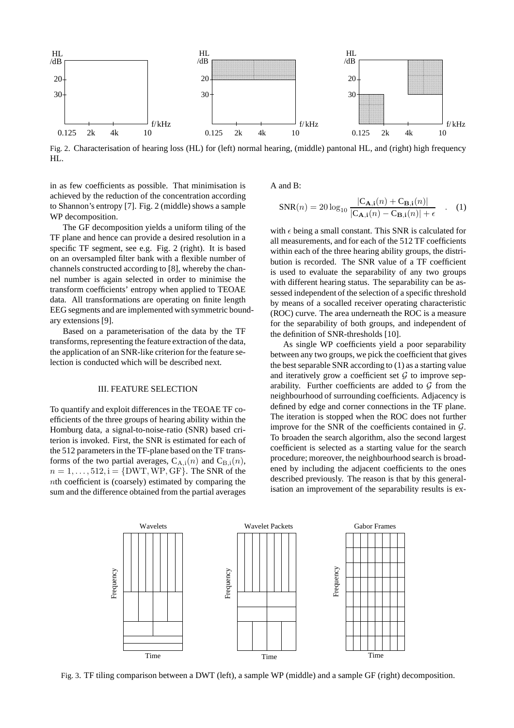Fig. 2. Characterisation of hearing loss (HL) for (left) normal hearing, (middle) pantonal HL, and (right) high frequency HL.

in as few coefficients as possible. That minimisation is achieved by the reduction of the concentration according to Shannon's entropy [7]. Fig. 2 (middle) shows a sample WP decomposition.

The GF decomposition yields a uniform tiling of the TF plane and hence can provide a desired resolution in a specific TF segment, see e.g. Fig. 2 (right). It is based on an oversampled filter bank with a flexible number of channels constructed according to [8], whereby the channel number is again selected in order to minimise the transform coefficients' entropy when applied to TEOAE data. All transformations are operating on finite length EEG segments and are implemented with symmetric boundary extensions [9].

Based on a parameterisation of the data by the TF transforms, representing the feature extraction of the data, the application of an SNR-like criterion for the feature selection is conducted which will be described next.

## III. FEATURE SELECTION

To quantify and exploit differences in the TEOAE TF coefficients of the three groups of hearing ability within the Homburg data, a signal-to-noise-ratio (SNR) based criterion is invoked. First, the SNR is estimated for each of the 512 parameters in the TF-plane based on the TF transforms of the two partial averages, $\mathrm{C_{A,i}}(n)$ and $\mathrm{C_{B,i}}(n)$, $n = 1, \ldots, 512, \mathrm{i} = \{\mathrm{DWT}, \mathrm{WP}, \mathrm{GF}\}$. The SNR of the $n$th coefficient is (coarsely) estimated by comparing the sum and the difference obtained from the partial averages A and B:

$$\mathrm{SNR}(n) = 20 \log_{10} \frac{|\mathrm{C}_{\mathbf{A},\mathbf{i}}(n) + \mathrm{C}_{\mathbf{B},\mathbf{i}}(n)|}{|\mathrm{C}_{\mathbf{A},\mathbf{i}}(n) - \mathrm{C}_{\mathbf{B},\mathbf{i}}(n)| + \epsilon} \quad . \quad (1)$$

with $\epsilon$ being a small constant. This SNR is calculated for all measurements, and for each of the 512 TF coefficients within each of the three hearing ability groups, the distribution is recorded. The SNR value of a TF coefficient is used to evaluate the separability of any two groups with different hearing status. The separability can be assessed independent of the selection of a specific threshold by means of a socalled receiver operating characteristic (ROC) curve. The area underneath the ROC is a measure for the separability of both groups, and independent of the definition of SNR-thresholds [10].

As single WP coefficients yield a poor separability between any two groups, we pick the coefficient that gives the best separable SNR according to (1) as a starting value and iteratively grow a coefficient set $\mathcal{G}$ to improve separability. Further coefficients are added to $\mathcal{G}$ from the neighbourhood of surrounding coefficients. Adjacency is defined by edge and corner connections in the TF plane. The iteration is stopped when the ROC does not further improve for the SNR of the coefficients contained in $\mathcal{G}$. To broaden the search algorithm, also the second largest coefficient is selected as a starting value for the search procedure; moreover, the neighbourhood search is broadened by including the adjacent coefficients to the ones described previously. The reason is that by this generalisation an improvement of the separability results is ex-

Fig. 3. TF tiling comparison between a DWT (left), a sample WP (middle) and a sample GF (right) decomposition.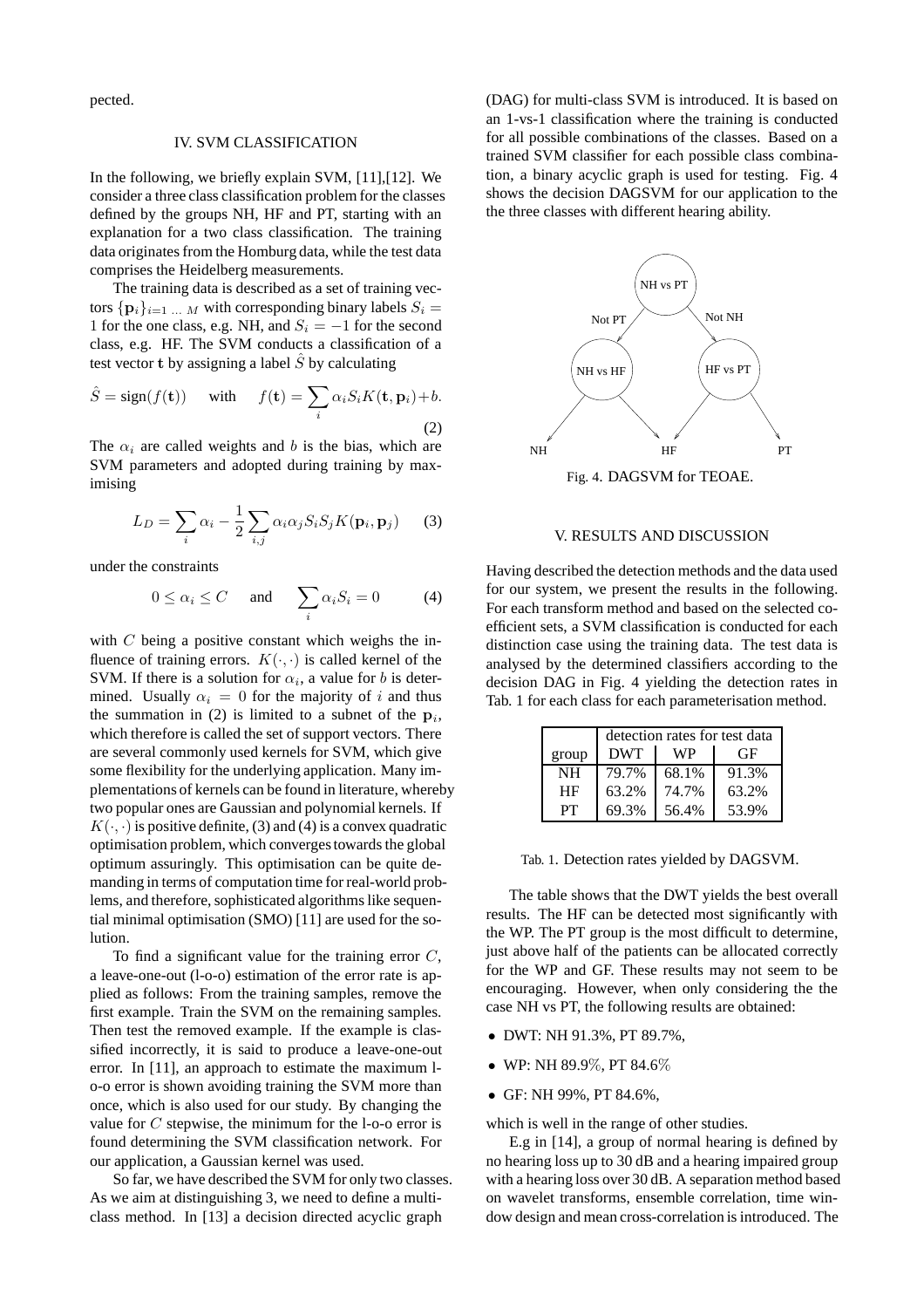pected.

## IV. SVM CLASSIFICATION

In the following, we briefly explain SVM, [11],[12]. We consider a three class classification problem for the classes defined by the groups NH, HF and PT, starting with an explanation for a two class classification. The training data originates from the Homburg data, while the test data comprises the Heidelberg measurements.

The training data is described as a set of training vectors $\{\mathbf{p}_i\}_{i=1\ \ldots\ M}$ with corresponding binary labels $S_i = 1$ for the one class, e.g. NH, and $S_i = -1$ for the second class, e.g. HF. The SVM conducts a classification of a test vector $\mathbf{t}$ by assigning a label $\hat{S}$ by calculating

$$\hat{S} = \text{sign}(f(\mathbf{t})) \quad \text{with} \quad f(\mathbf{t}) = \sum_i \alpha_i S_i K(\mathbf{t}, \mathbf{p}_i) + b. \tag{2}$$

The $\alpha_i$ are called weights and $b$ is the bias, which are SVM parameters and adopted during training by maximising

$$L_D = \sum_i \alpha_i - \frac{1}{2} \sum_{i,j} \alpha_i \alpha_j S_i S_j K(\mathbf{p}_i, \mathbf{p}_j) \tag{3}$$

under the constraints

$$0 \leq \alpha_i \leq C \quad \text{and} \quad \sum_i \alpha_i S_i = 0 \tag{4}$$

with $C$ being a positive constant which weighs the influence of training errors. $K(\cdot, \cdot)$ is called kernel of the SVM. If there is a solution for $\alpha_i$, a value for $b$ is determined. Usually $\alpha_i = 0$ for the majority of $i$ and thus the summation in (2) is limited to a subnet of the $\mathbf{p}_i$, which therefore is called the set of support vectors. There are several commonly used kernels for SVM, which give some flexibility for the underlying application. Many implementations of kernels can be found in literature, whereby two popular ones are Gaussian and polynomial kernels. If $K(\cdot, \cdot)$ is positive definite, (3) and (4) is a convex quadratic optimisation problem, which converges towards the global optimum assuringly. This optimisation can be quite demanding in terms of computation time for real-world problems, and therefore, sophisticated algorithms like sequential minimal optimisation (SMO) [11] are used for the solution.

To find a significant value for the training error $C$, a leave-one-out (l-o-o) estimation of the error rate is applied as follows: From the training samples, remove the first example. Train the SVM on the remaining samples. Then test the removed example. If the example is classified incorrectly, it is said to produce a leave-one-out error. In [11], an approach to estimate the maximum l-o-o error is shown avoiding training the SVM more than once, which is also used for our study. By changing the value for $C$ stepwise, the minimum for the l-o-o error is found determining the SVM classification network. For our application, a Gaussian kernel was used.

So far, we have described the SVM for only two classes. As we aim at distinguishing 3, we need to define a multi-class method. In [13] a decision directed acyclic graph (DAG) for multi-class SVM is introduced. It is based on an 1-vs-1 classification where the training is conducted for all possible combinations of the classes. Based on a trained SVM classifier for each possible class combination, a binary acyclic graph is used for testing. Fig. 4 shows the decision DAGSVM for our application to the the three classes with different hearing ability.

Fig. 4. DAGSVM for TEOAE.

## V. RESULTS AND DISCUSSION

Having described the detection methods and the data used for our system, we present the results in the following. For each transform method and based on the selected coefficient sets, a SVM classification is conducted for each distinction case using the training data. The test data is analysed by the determined classifiers according to the decision DAG in Fig. 4 yielding the detection rates in Tab. 1 for each class for each parameterisation method.

| | detection rates for test data | | |
|---|---|---|---|
| group | DWT | WP | GF |
| NH | 79.7% | 68.1% | 91.3% |
| HF | 63.2% | 74.7% | 63.2% |
| PT | 69.3% | 56.4% | 53.9% |

Tab. 1. Detection rates yielded by DAGSVM.

The table shows that the DWT yields the best overall results. The HF can be detected most significantly with the WP. The PT group is the most difficult to determine, just above half of the patients can be allocated correctly for the WP and GF. These results may not seem to be encouraging. However, when only considering the the case NH vs PT, the following results are obtained:

- DWT: NH 91.3%, PT 89.7%,
- WP: NH 89.9%, PT 84.6%
- GF: NH 99%, PT 84.6%,

which is well in the range of other studies.

E.g in [14], a group of normal hearing is defined by no hearing loss up to 30 dB and a hearing impaired group with a hearing loss over 30 dB. A separation method based on wavelet transforms, ensemble correlation, time window design and mean cross-correlation is introduced. The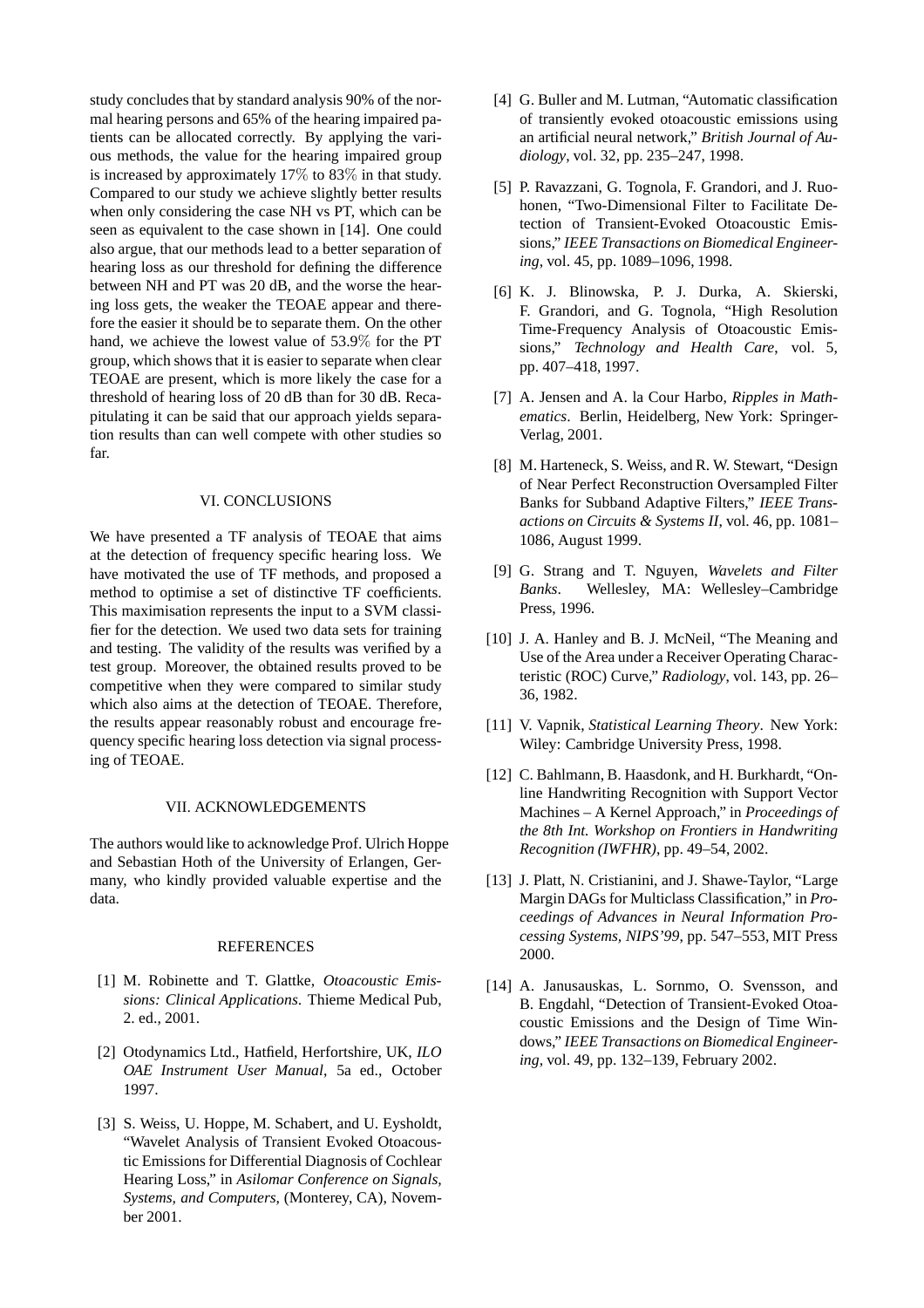study concludes that by standard analysis 90% of the normal hearing persons and 65% of the hearing impaired patients can be allocated correctly. By applying the various methods, the value for the hearing impaired group is increased by approximately 17% to 83% in that study. Compared to our study we achieve slightly better results when only considering the case NH vs PT, which can be seen as equivalent to the case shown in [14]. One could also argue, that our methods lead to a better separation of hearing loss as our threshold for defining the difference between NH and PT was 20 dB, and the worse the hearing loss gets, the weaker the TEOAE appear and therefore the easier it should be to separate them. On the other hand, we achieve the lowest value of 53.9% for the PT group, which shows that it is easier to separate when clear TEOAE are present, which is more likely the case for a threshold of hearing loss of 20 dB than for 30 dB. Recapitulating it can be said that our approach yields separation results than can well compete with other studies so far.

## VI. CONCLUSIONS

We have presented a TF analysis of TEOAE that aims at the detection of frequency specific hearing loss. We have motivated the use of TF methods, and proposed a method to optimise a set of distinctive TF coefficients. This maximisation represents the input to a SVM classifier for the detection. We used two data sets for training and testing. The validity of the results was verified by a test group. Moreover, the obtained results proved to be competitive when they were compared to similar study which also aims at the detection of TEOAE. Therefore, the results appear reasonably robust and encourage frequency specific hearing loss detection via signal processing of TEOAE.

## VII. ACKNOWLEDGEMENTS

The authors would like to acknowledge Prof. Ulrich Hoppe and Sebastian Hoth of the University of Erlangen, Germany, who kindly provided valuable expertise and the data.

## REFERENCES

[1] M. Robinette and T. Glattke, *Otoacoustic Emissions: Clinical Applications*. Thieme Medical Pub, 2. ed., 2001.

[2] Otodynamics Ltd., Hatfield, Herfortshire, UK, *ILO OAE Instrument User Manual*, 5a ed., October 1997.

[3] S. Weiss, U. Hoppe, M. Schabert, and U. Eysholdt, "Wavelet Analysis of Transient Evoked Otoacoustic Emissions for Differential Diagnosis of Cochlear Hearing Loss," in *Asilomar Conference on Signals, Systems, and Computers*, (Monterey, CA), November 2001.

[4] G. Buller and M. Lutman, "Automatic classification of transiently evoked otoacoustic emissions using an artificial neural network," *British Journal of Audiology*, vol. 32, pp. 235–247, 1998.

[5] P. Ravazzani, G. Tognola, F. Grandori, and J. Ruohonen, "Two-Dimensional Filter to Facilitate Detection of Transient-Evoked Otoacoustic Emissions," *IEEE Transactions on Biomedical Engineering*, vol. 45, pp. 1089–1096, 1998.

[6] K. J. Blinowska, P. J. Durka, A. Skierski, F. Grandori, and G. Tognola, "High Resolution Time-Frequency Analysis of Otoacoustic Emissions," *Technology and Health Care*, vol. 5, pp. 407–418, 1997.

[7] A. Jensen and A. la Cour Harbo, *Ripples in Mathematics*. Berlin, Heidelberg, New York: Springer-Verlag, 2001.

[8] M. Harteneck, S. Weiss, and R. W. Stewart, "Design of Near Perfect Reconstruction Oversampled Filter Banks for Subband Adaptive Filters," *IEEE Transactions on Circuits & Systems II*, vol. 46, pp. 1081–1086, August 1999.

[9] G. Strang and T. Nguyen, *Wavelets and Filter Banks*. Wellesley, MA: Wellesley–Cambridge Press, 1996.

[10] J. A. Hanley and B. J. McNeil, "The Meaning and Use of the Area under a Receiver Operating Characteristic (ROC) Curve," *Radiology*, vol. 143, pp. 26–36, 1982.

[11] V. Vapnik, *Statistical Learning Theory*. New York: Wiley: Cambridge University Press, 1998.

[12] C. Bahlmann, B. Haasdonk, and H. Burkhardt, "Online Handwriting Recognition with Support Vector Machines – A Kernel Approach," in *Proceedings of the 8th Int. Workshop on Frontiers in Handwriting Recognition (IWFHR)*, pp. 49–54, 2002.

[13] J. Platt, N. Cristianini, and J. Shawe-Taylor, "Large Margin DAGs for Multiclass Classification," in *Proceedings of Advances in Neural Information Processing Systems, NIPS'99*, pp. 547–553, MIT Press 2000.

[14] A. Janusauskas, L. Sornmo, O. Svensson, and B. Engdahl, "Detection of Transient-Evoked Otoacoustic Emissions and the Design of Time Windows," *IEEE Transactions on Biomedical Engineering*, vol. 49, pp. 132–139, February 2002.